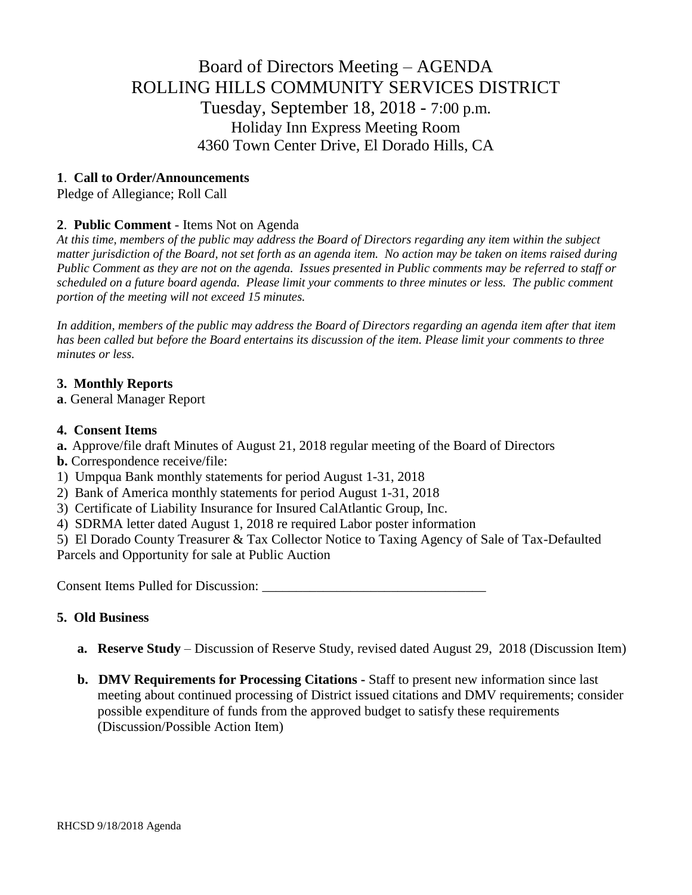# Board of Directors Meeting – AGENDA
# ROLLING HILLS COMMUNITY SERVICES DISTRICT
## Tuesday, September 18, 2018 - 7:00 p.m.
### Holiday Inn Express Meeting Room
### 4360 Town Center Drive, El Dorado Hills, CA

**1**. **Call to Order/Announcements**
Pledge of Allegiance; Roll Call

**2**. **Public Comment** - Items Not on Agenda
*At this time, members of the public may address the Board of Directors regarding any item within the subject matter jurisdiction of the Board, not set forth as an agenda item. No action may be taken on items raised during Public Comment as they are not on the agenda. Issues presented in Public comments may be referred to staff or scheduled on a future board agenda. Please limit your comments to three minutes or less. The public comment portion of the meeting will not exceed 15 minutes.*

*In addition, members of the public may address the Board of Directors regarding an agenda item after that item has been called but before the Board entertains its discussion of the item. Please limit your comments to three minutes or less.*

**3. Monthly Reports**
**a**. General Manager Report

**4. Consent Items**
**a.** Approve/file draft Minutes of August 21, 2018 regular meeting of the Board of Directors
**b.** Correspondence receive/file:
1) Umpqua Bank monthly statements for period August 1-31, 2018
2) Bank of America monthly statements for period August 1-31, 2018
3) Certificate of Liability Insurance for Insured CalAtlantic Group, Inc.
4) SDRMA letter dated August 1, 2018 re required Labor poster information
5) El Dorado County Treasurer & Tax Collector Notice to Taxing Agency of Sale of Tax-Defaulted Parcels and Opportunity for sale at Public Auction

Consent Items Pulled for Discussion: ________________________________

**5. Old Business**

- **a. Reserve Study** – Discussion of Reserve Study, revised dated August 29, 2018 (Discussion Item)
- **b. DMV Requirements for Processing Citations -** Staff to present new information since last meeting about continued processing of District issued citations and DMV requirements; consider possible expenditure of funds from the approved budget to satisfy these requirements (Discussion/Possible Action Item)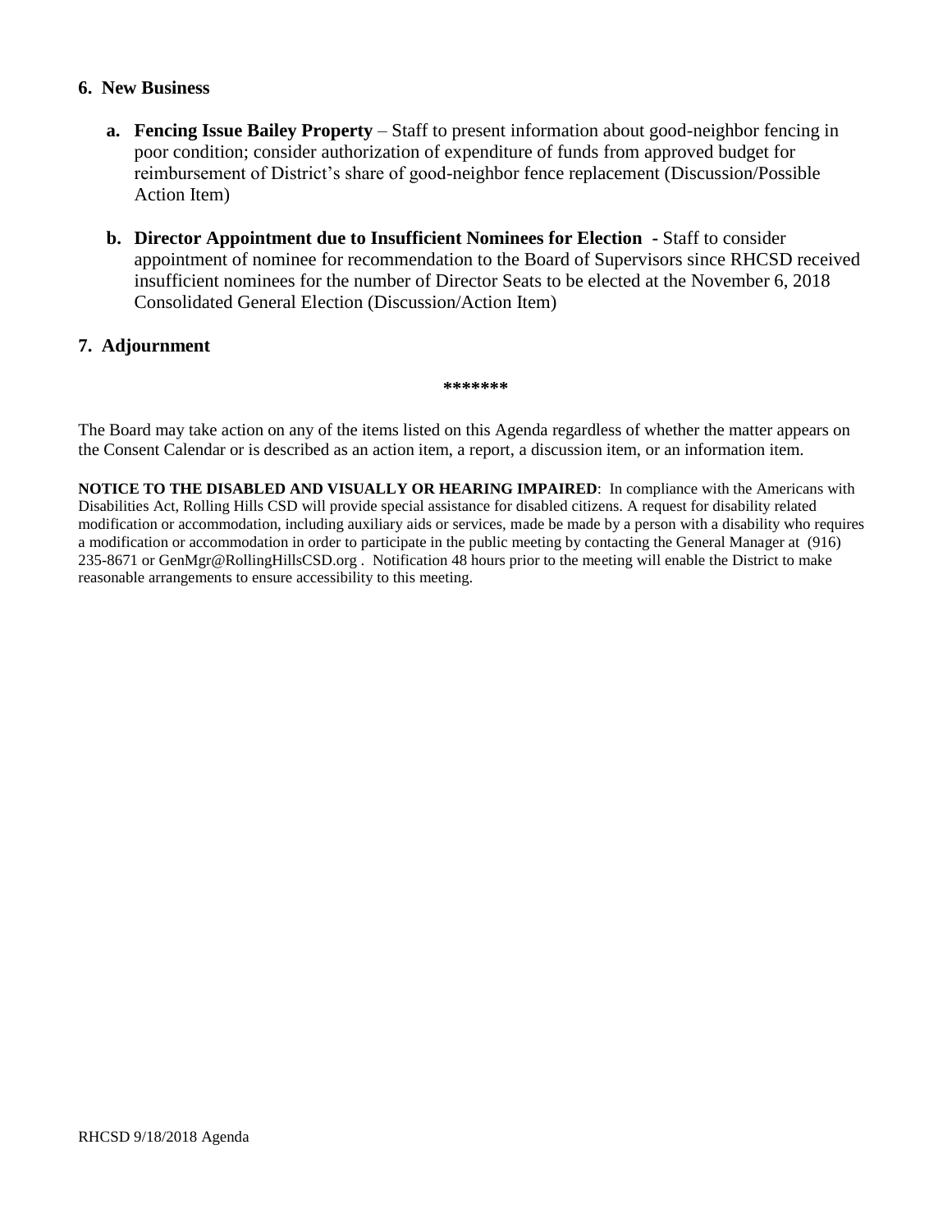**6. New Business**

**a. Fencing Issue Bailey Property** – Staff to present information about good-neighbor fencing in poor condition; consider authorization of expenditure of funds from approved budget for reimbursement of District's share of good-neighbor fence replacement (Discussion/Possible Action Item)

**b. Director Appointment due to Insufficient Nominees for Election** - Staff to consider appointment of nominee for recommendation to the Board of Supervisors since RHCSD received insufficient nominees for the number of Director Seats to be elected at the November 6, 2018 Consolidated General Election (Discussion/Action Item)

**7. Adjournment**

**\*\*\*\*\*\*\***

The Board may take action on any of the items listed on this Agenda regardless of whether the matter appears on the Consent Calendar or is described as an action item, a report, a discussion item, or an information item.

**NOTICE TO THE DISABLED AND VISUALLY OR HEARING IMPAIRED**: In compliance with the Americans with Disabilities Act, Rolling Hills CSD will provide special assistance for disabled citizens. A request for disability related modification or accommodation, including auxiliary aids or services, made be made by a person with a disability who requires a modification or accommodation in order to participate in the public meeting by contacting the General Manager at (916) 235-8671 or GenMgr@RollingHillsCSD.org . Notification 48 hours prior to the meeting will enable the District to make reasonable arrangements to ensure accessibility to this meeting.